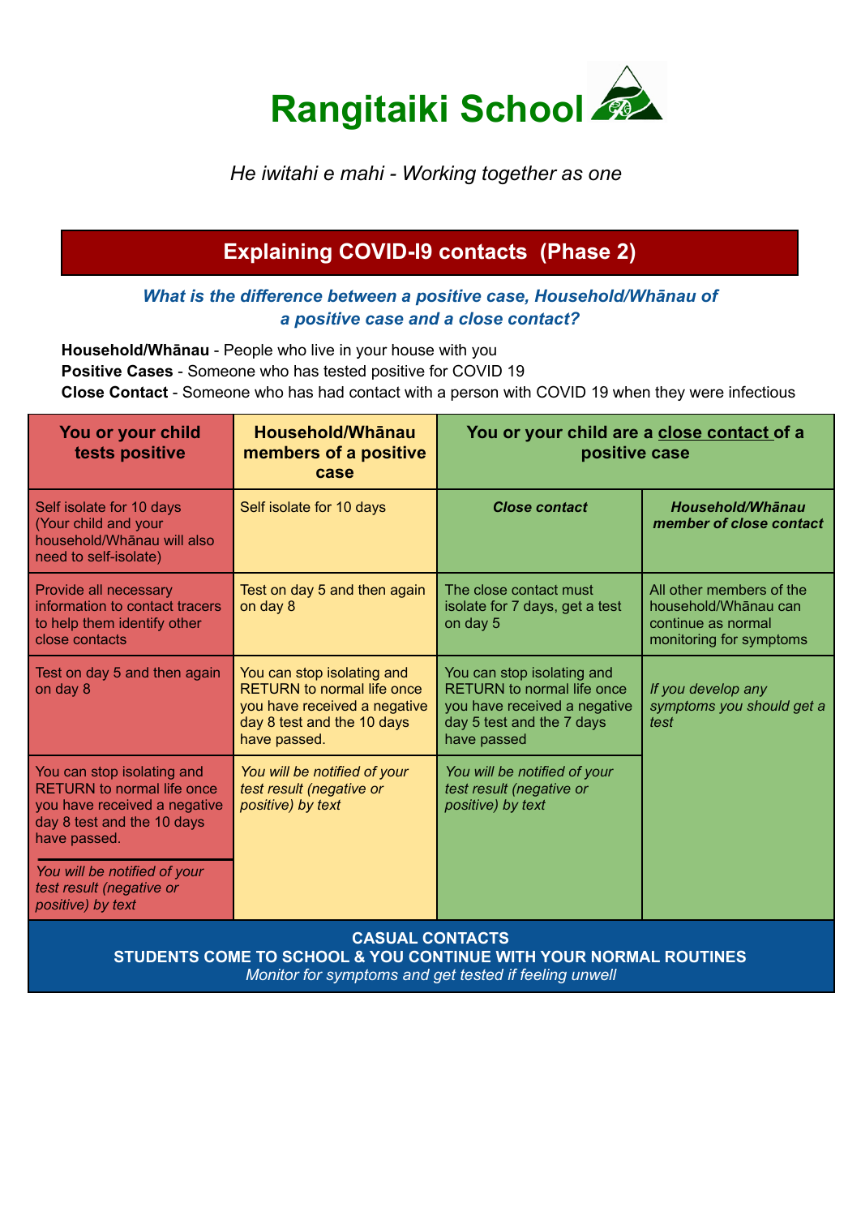# Rangitaiki School

*He iwitahi e mahi - Working together as one*

## Explaining COVID-I9 contacts (Phase 2)

***What is the difference between a positive case, Household/Whānau of a positive case and a close contact?***

**Household/Whānau** - People who live in your house with you
**Positive Cases** - Someone who has tested positive for COVID 19
**Close Contact** - Someone who has had contact with a person with COVID 19 when they were infectious

| You or your child tests positive | Household/Whānau members of a positive case | You or your child are a close contact of a positive case | |
|---|---|---|---|
| Self isolate for 10 days (Your child and your household/Whānau will also need to self-isolate) | Self isolate for 10 days | ***Close contact*** | ***Household/Whānau member of close contact*** |
| Provide all necessary information to contact tracers to help them identify other close contacts | Test on day 5 and then again on day 8 | The close contact must isolate for 7 days, get a test on day 5 | All other members of the household/Whānau can continue as normal monitoring for symptoms |
| Test on day 5 and then again on day 8 | You can stop isolating and RETURN to normal life once you have received a negative day 8 test and the 10 days have passed. | You can stop isolating and RETURN to normal life once you have received a negative day 5 test and the 7 days have passed | *If you develop any symptoms you should get a test* |
| You can stop isolating and RETURN to normal life once you have received a negative day 8 test and the 10 days have passed.<br><br>*You will be notified of your test result (negative or positive) by text* | *You will be notified of your test result (negative or positive) by text* | *You will be notified of your test result (negative or positive) by text* | |

**CASUAL CONTACTS**
**STUDENTS COME TO SCHOOL & YOU CONTINUE WITH YOUR NORMAL ROUTINES**
*Monitor for symptoms and get tested if feeling unwell*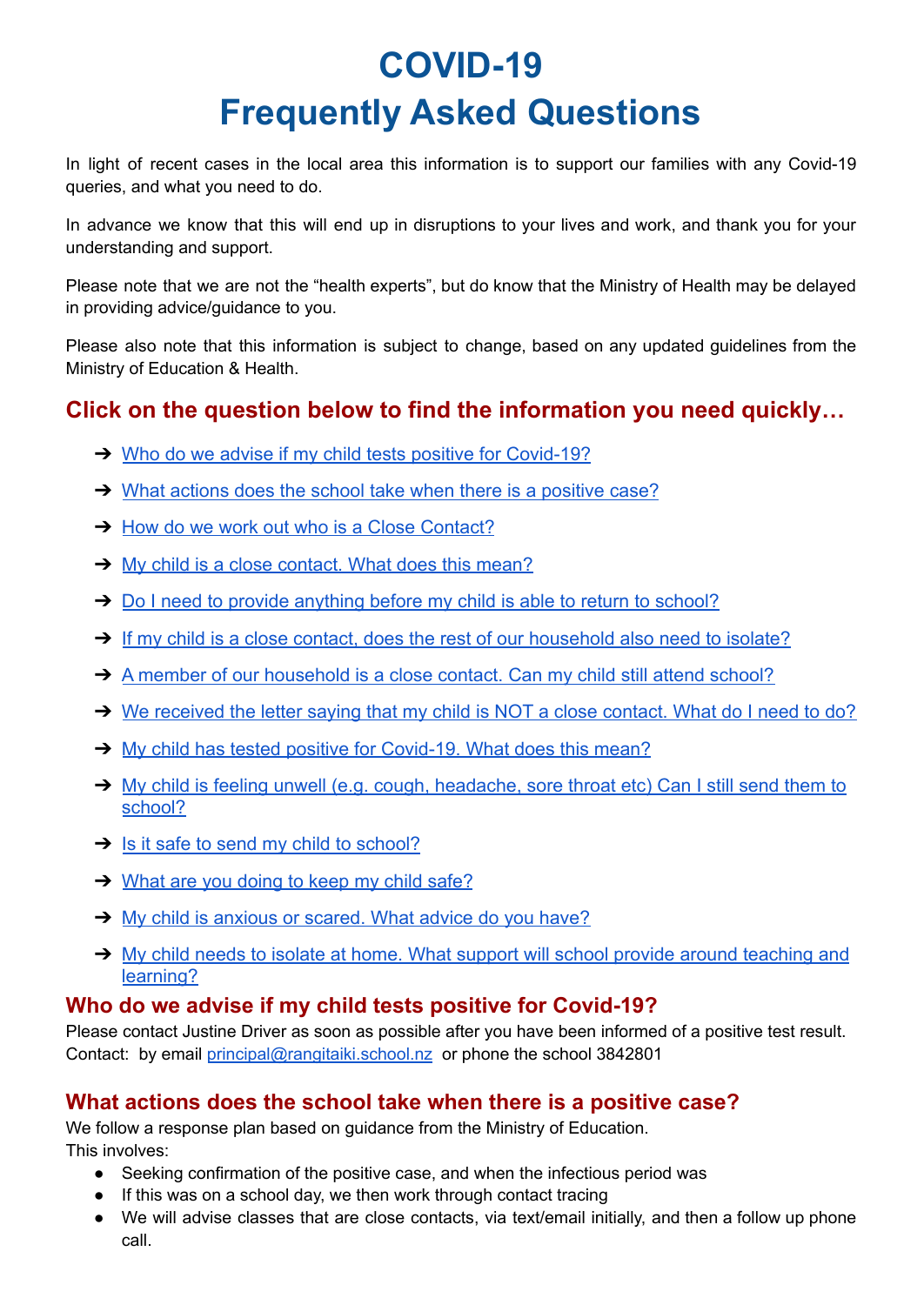# COVID-19

# Frequently Asked Questions

In light of recent cases in the local area this information is to support our families with any Covid-19 queries, and what you need to do.

In advance we know that this will end up in disruptions to your lives and work, and thank you for your understanding and support.

Please note that we are not the "health experts", but do know that the Ministry of Health may be delayed in providing advice/guidance to you.

Please also note that this information is subject to change, based on any updated guidelines from the Ministry of Education & Health.

## Click on the question below to find the information you need quickly…

- Who do we advise if my child tests positive for Covid-19?
- What actions does the school take when there is a positive case?
- How do we work out who is a Close Contact?
- My child is a close contact. What does this mean?
- Do I need to provide anything before my child is able to return to school?
- If my child is a close contact, does the rest of our household also need to isolate?
- A member of our household is a close contact. Can my child still attend school?
- We received the letter saying that my child is NOT a close contact. What do I need to do?
- My child has tested positive for Covid-19. What does this mean?
- My child is feeling unwell (e.g. cough, headache, sore throat etc) Can I still send them to school?
- Is it safe to send my child to school?
- What are you doing to keep my child safe?
- My child is anxious or scared. What advice do you have?
- My child needs to isolate at home. What support will school provide around teaching and learning?

## Who do we advise if my child tests positive for Covid-19?

Please contact Justine Driver as soon as possible after you have been informed of a positive test result. Contact: by email principal@rangitaiki.school.nz or phone the school 3842801

## What actions does the school take when there is a positive case?

We follow a response plan based on guidance from the Ministry of Education.
This involves:

- Seeking confirmation of the positive case, and when the infectious period was
- If this was on a school day, we then work through contact tracing
- We will advise classes that are close contacts, via text/email initially, and then a follow up phone call.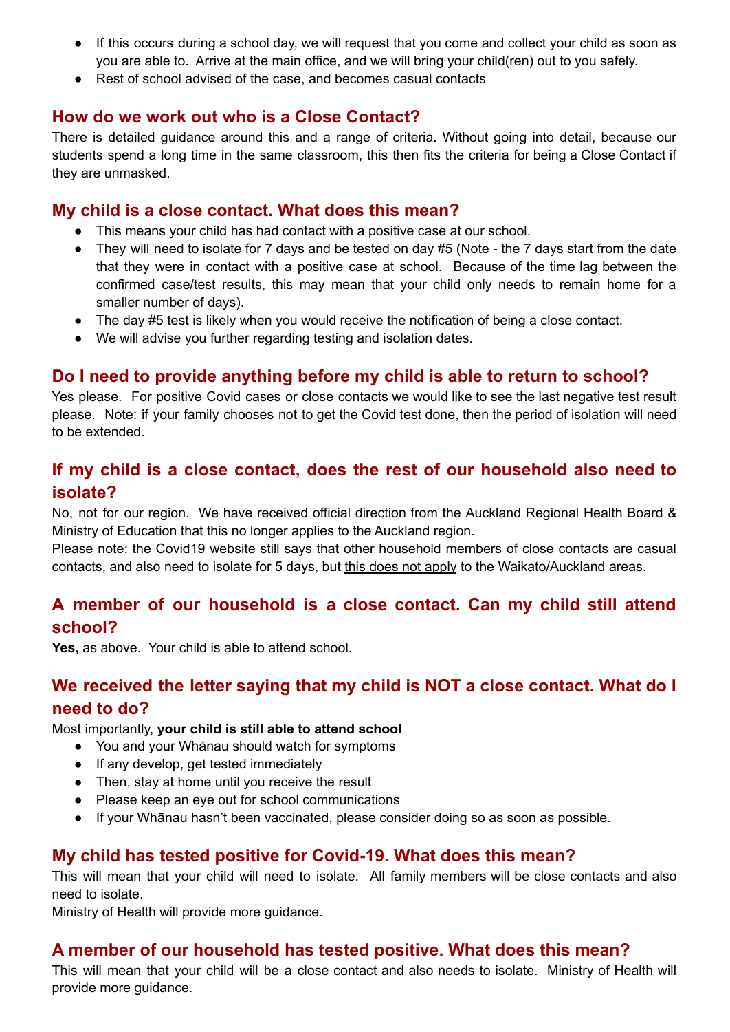- If this occurs during a school day, we will request that you come and collect your child as soon as you are able to. Arrive at the main office, and we will bring your child(ren) out to you safely.
- Rest of school advised of the case, and becomes casual contacts

## How do we work out who is a Close Contact?

There is detailed guidance around this and a range of criteria. Without going into detail, because our students spend a long time in the same classroom, this then fits the criteria for being a Close Contact if they are unmasked.

## My child is a close contact. What does this mean?

- This means your child has had contact with a positive case at our school.
- They will need to isolate for 7 days and be tested on day #5 (Note - the 7 days start from the date that they were in contact with a positive case at school. Because of the time lag between the confirmed case/test results, this may mean that your child only needs to remain home for a smaller number of days).
- The day #5 test is likely when you would receive the notification of being a close contact.
- We will advise you further regarding testing and isolation dates.

## Do I need to provide anything before my child is able to return to school?

Yes please. For positive Covid cases or close contacts we would like to see the last negative test result please. Note: if your family chooses not to get the Covid test done, then the period of isolation will need to be extended.

## If my child is a close contact, does the rest of our household also need to isolate?

No, not for our region. We have received official direction from the Auckland Regional Health Board & Ministry of Education that this no longer applies to the Auckland region.
Please note: the Covid19 website still says that other household members of close contacts are casual contacts, and also need to isolate for 5 days, but this does not apply to the Waikato/Auckland areas.

## A member of our household is a close contact. Can my child still attend school?

**Yes,** as above. Your child is able to attend school.

## We received the letter saying that my child is NOT a close contact. What do I need to do?

Most importantly, **your child is still able to attend school**

- You and your Whānau should watch for symptoms
- If any develop, get tested immediately
- Then, stay at home until you receive the result
- Please keep an eye out for school communications
- If your Whānau hasn't been vaccinated, please consider doing so as soon as possible.

## My child has tested positive for Covid-19. What does this mean?

This will mean that your child will need to isolate. All family members will be close contacts and also need to isolate.
Ministry of Health will provide more guidance.

## A member of our household has tested positive. What does this mean?

This will mean that your child will be a close contact and also needs to isolate. Ministry of Health will provide more guidance.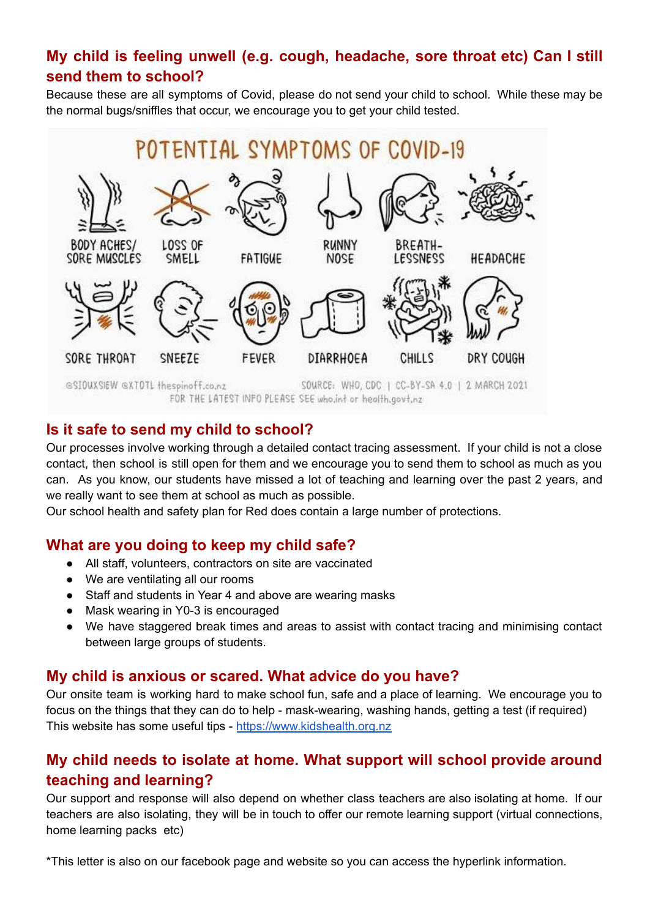## My child is feeling unwell (e.g. cough, headache, sore throat etc) Can I still send them to school?

Because these are all symptoms of Covid, please do not send your child to school. While these may be the normal bugs/sniffles that occur, we encourage you to get your child tested.

POTENTIAL SYMPTOMS OF COVID-19

BODY ACHES/ SORE MUSCLES

LOSS OF SMELL

FATIGUE

RUNNY NOSE

BREATH-LESSNESS

HEADACHE

SORE THROAT

SNEEZE

FEVER

DIARRHOEA

CHILLS

DRY COUGH

@SIOUXSIEW @XTOTL thespinoff.co.nz SOURCE: WHO, CDC | CC-BY-SA 4.0 | 2 MARCH 2021

FOR THE LATEST INFO PLEASE SEE who.int or health.govt.nz

## Is it safe to send my child to school?

Our processes involve working through a detailed contact tracing assessment. If your child is not a close contact, then school is still open for them and we encourage you to send them to school as much as you can. As you know, our students have missed a lot of teaching and learning over the past 2 years, and we really want to see them at school as much as possible.

Our school health and safety plan for Red does contain a large number of protections.

## What are you doing to keep my child safe?

- All staff, volunteers, contractors on site are vaccinated
- We are ventilating all our rooms
- Staff and students in Year 4 and above are wearing masks
- Mask wearing in Y0-3 is encouraged
- We have staggered break times and areas to assist with contact tracing and minimising contact between large groups of students.

## My child is anxious or scared. What advice do you have?

Our onsite team is working hard to make school fun, safe and a place of learning. We encourage you to focus on the things that they can do to help - mask-wearing, washing hands, getting a test (if required) This website has some useful tips - https://www.kidshealth.org.nz

## My child needs to isolate at home. What support will school provide around teaching and learning?

Our support and response will also depend on whether class teachers are also isolating at home. If our teachers are also isolating, they will be in touch to offer our remote learning support (virtual connections, home learning packs etc)

*This letter is also on our facebook page and website so you can access the hyperlink information.